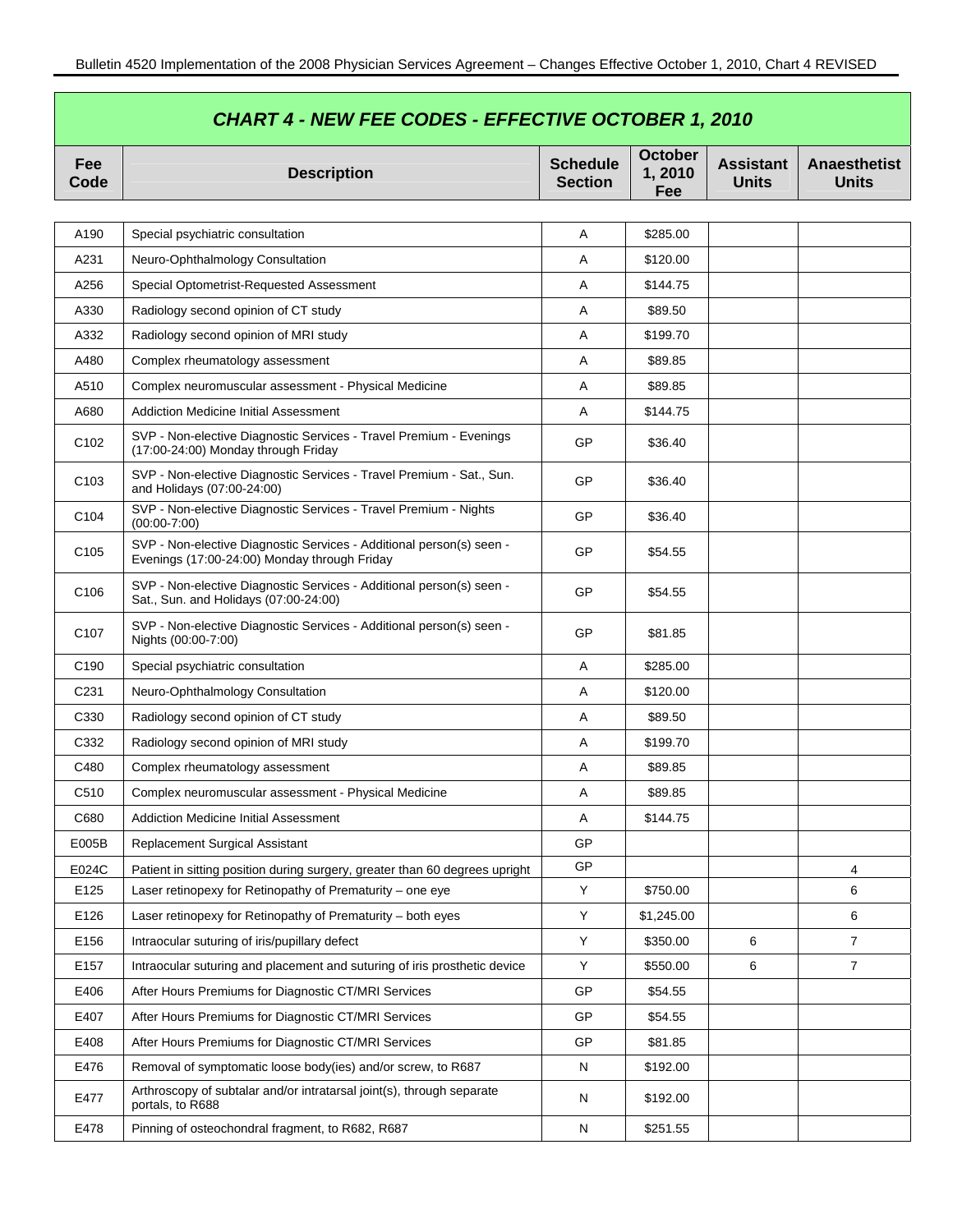## CHART 4 - NEW FEE CODES - EFFECTIVE OCTOBER 1, 2010

| Fee Code | Description | Schedule Section | October 1, 2010 Fee | Assistant Units | Anaesthetist Units |
|---|---|---|---|---|---|
| A190 | Special psychiatric consultation | A | $285.00 | | |
| A231 | Neuro-Ophthalmology Consultation | A | $120.00 | | |
| A256 | Special Optometrist-Requested Assessment | A | $144.75 | | |
| A330 | Radiology second opinion of CT study | A | $89.50 | | |
| A332 | Radiology second opinion of MRI study | A | $199.70 | | |
| A480 | Complex rheumatology assessment | A | $89.85 | | |
| A510 | Complex neuromuscular assessment - Physical Medicine | A | $89.85 | | |
| A680 | Addiction Medicine Initial Assessment | A | $144.75 | | |
| C102 | SVP - Non-elective Diagnostic Services - Travel Premium - Evenings (17:00-24:00) Monday through Friday | GP | $36.40 | | |
| C103 | SVP - Non-elective Diagnostic Services - Travel Premium - Sat., Sun. and Holidays (07:00-24:00) | GP | $36.40 | | |
| C104 | SVP - Non-elective Diagnostic Services - Travel Premium - Nights (00:00-7:00) | GP | $36.40 | | |
| C105 | SVP - Non-elective Diagnostic Services - Additional person(s) seen - Evenings (17:00-24:00) Monday through Friday | GP | $54.55 | | |
| C106 | SVP - Non-elective Diagnostic Services - Additional person(s) seen - Sat., Sun. and Holidays (07:00-24:00) | GP | $54.55 | | |
| C107 | SVP - Non-elective Diagnostic Services - Additional person(s) seen - Nights (00:00-7:00) | GP | $81.85 | | |
| C190 | Special psychiatric consultation | A | $285.00 | | |
| C231 | Neuro-Ophthalmology Consultation | A | $120.00 | | |
| C330 | Radiology second opinion of CT study | A | $89.50 | | |
| C332 | Radiology second opinion of MRI study | A | $199.70 | | |
| C480 | Complex rheumatology assessment | A | $89.85 | | |
| C510 | Complex neuromuscular assessment - Physical Medicine | A | $89.85 | | |
| C680 | Addiction Medicine Initial Assessment | A | $144.75 | | |
| E005B | Replacement Surgical Assistant | GP | | | |
| E024C | Patient in sitting position during surgery, greater than 60 degrees upright | GP | | | 4 |
| E125 | Laser retinopexy for Retinopathy of Prematurity – one eye | Y | $750.00 | | 6 |
| E126 | Laser retinopexy for Retinopathy of Prematurity – both eyes | Y | $1,245.00 | | 6 |
| E156 | Intraocular suturing of iris/pupillary defect | Y | $350.00 | 6 | 7 |
| E157 | Intraocular suturing and placement and suturing of iris prosthetic device | Y | $550.00 | 6 | 7 |
| E406 | After Hours Premiums for Diagnostic CT/MRI Services | GP | $54.55 | | |
| E407 | After Hours Premiums for Diagnostic CT/MRI Services | GP | $54.55 | | |
| E408 | After Hours Premiums for Diagnostic CT/MRI Services | GP | $81.85 | | |
| E476 | Removal of symptomatic loose body(ies) and/or screw, to R687 | N | $192.00 | | |
| E477 | Arthroscopy of subtalar and/or intratarsal joint(s), through separate portals, to R688 | N | $192.00 | | |
| E478 | Pinning of osteochondral fragment, to R682, R687 | N | $251.55 | | |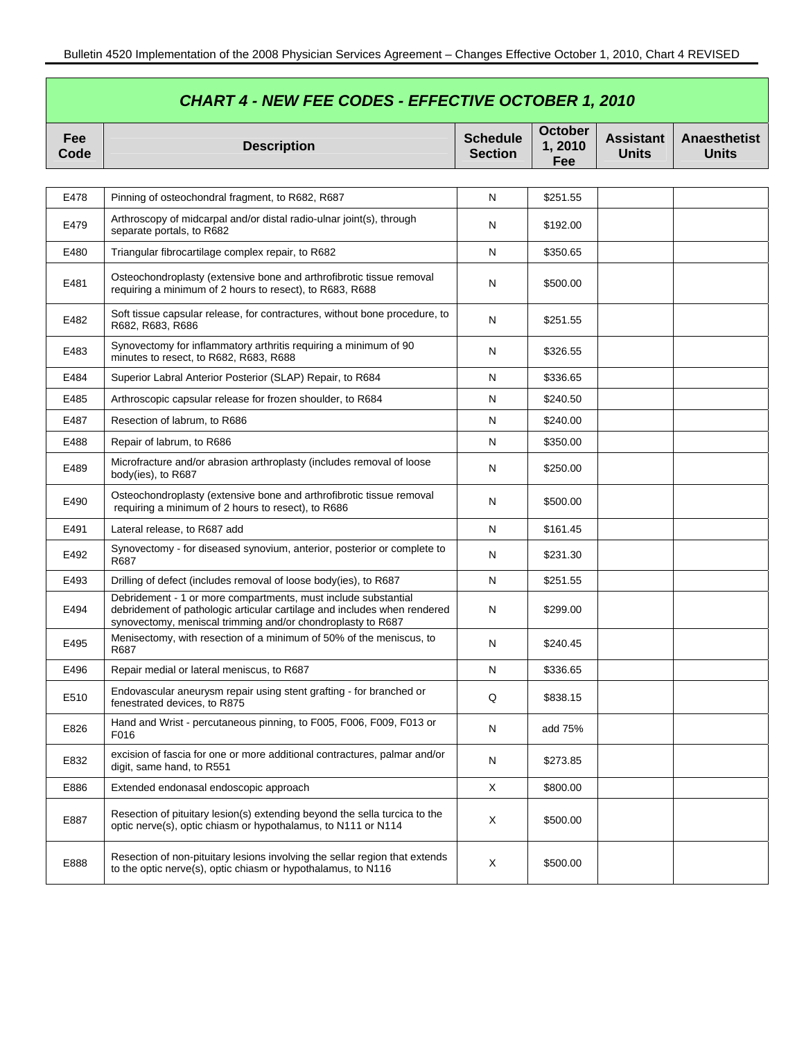## CHART 4 - NEW FEE CODES - EFFECTIVE OCTOBER 1, 2010

| Fee Code | Description | Schedule Section | October 1, 2010 Fee | Assistant Units | Anaesthetist Units |
|---|---|---|---|---|---|
| E478 | Pinning of osteochondral fragment, to R682, R687 | N | $251.55 | | |
| E479 | Arthroscopy of midcarpal and/or distal radio-ulnar joint(s), through separate portals, to R682 | N | $192.00 | | |
| E480 | Triangular fibrocartilage complex repair, to R682 | N | $350.65 | | |
| E481 | Osteochondroplasty (extensive bone and arthrofibrotic tissue removal requiring a minimum of 2 hours to resect), to R683, R688 | N | $500.00 | | |
| E482 | Soft tissue capsular release, for contractures, without bone procedure, to R682, R683, R686 | N | $251.55 | | |
| E483 | Synovectomy for inflammatory arthritis requiring a minimum of 90 minutes to resect, to R682, R683, R688 | N | $326.55 | | |
| E484 | Superior Labral Anterior Posterior (SLAP) Repair, to R684 | N | $336.65 | | |
| E485 | Arthroscopic capsular release for frozen shoulder, to R684 | N | $240.50 | | |
| E487 | Resection of labrum, to R686 | N | $240.00 | | |
| E488 | Repair of labrum, to R686 | N | $350.00 | | |
| E489 | Microfracture and/or abrasion arthroplasty (includes removal of loose body(ies), to R687 | N | $250.00 | | |
| E490 | Osteochondroplasty (extensive bone and arthrofibrotic tissue removal requiring a minimum of 2 hours to resect), to R686 | N | $500.00 | | |
| E491 | Lateral release, to R687 add | N | $161.45 | | |
| E492 | Synovectomy - for diseased synovium, anterior, posterior or complete to R687 | N | $231.30 | | |
| E493 | Drilling of defect (includes removal of loose body(ies), to R687 | N | $251.55 | | |
| E494 | Debridement - 1 or more compartments, must include substantial debridement of pathologic articular cartilage and includes when rendered synovectomy, meniscal trimming and/or chondroplasty to R687 | N | $299.00 | | |
| E495 | Menisectomy, with resection of a minimum of 50% of the meniscus, to R687 | N | $240.45 | | |
| E496 | Repair medial or lateral meniscus, to R687 | N | $336.65 | | |
| E510 | Endovascular aneurysm repair using stent grafting - for branched or fenestrated devices, to R875 | Q | $838.15 | | |
| E826 | Hand and Wrist - percutaneous pinning, to F005, F006, F009, F013 or F016 | N | add 75% | | |
| E832 | excision of fascia for one or more additional contractures, palmar and/or digit, same hand, to R551 | N | $273.85 | | |
| E886 | Extended endonasal endoscopic approach | X | $800.00 | | |
| E887 | Resection of pituitary lesion(s) extending beyond the sella turcica to the optic nerve(s), optic chiasm or hypothalamus, to N111 or N114 | X | $500.00 | | |
| E888 | Resection of non-pituitary lesions involving the sellar region that extends to the optic nerve(s), optic chiasm or hypothalamus, to N116 | X | $500.00 | | |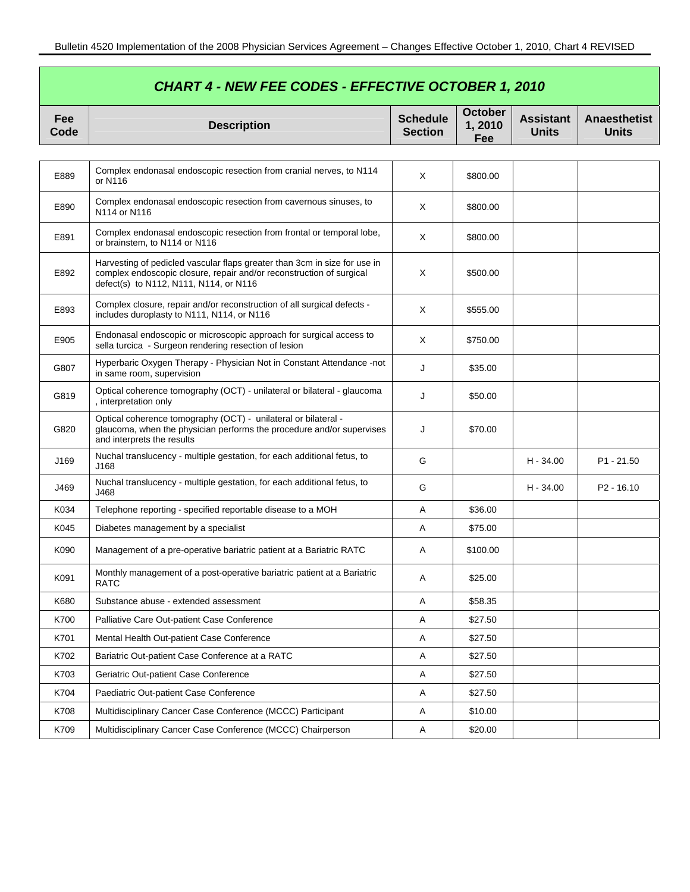## CHART 4 - NEW FEE CODES - EFFECTIVE OCTOBER 1, 2010

| Fee Code | Description | Schedule Section | October 1, 2010 Fee | Assistant Units | Anaesthetist Units |
|---|---|---|---|---|---|
| E889 | Complex endonasal endoscopic resection from cranial nerves, to N114 or N116 | X | $800.00 | | |
| E890 | Complex endonasal endoscopic resection from cavernous sinuses, to N114 or N116 | X | $800.00 | | |
| E891 | Complex endonasal endoscopic resection from frontal or temporal lobe, or brainstem, to N114 or N116 | X | $800.00 | | |
| E892 | Harvesting of pedicled vascular flaps greater than 3cm in size for use in complex endoscopic closure, repair and/or reconstruction of surgical defect(s) to N112, N111, N114, or N116 | X | $500.00 | | |
| E893 | Complex closure, repair and/or reconstruction of all surgical defects - includes duroplasty to N111, N114, or N116 | X | $555.00 | | |
| E905 | Endonasal endoscopic or microscopic approach for surgical access to sella turcica - Surgeon rendering resection of lesion | X | $750.00 | | |
| G807 | Hyperbaric Oxygen Therapy - Physician Not in Constant Attendance -not in same room, supervision | J | $35.00 | | |
| G819 | Optical coherence tomography (OCT) - unilateral or bilateral - glaucoma , interpretation only | J | $50.00 | | |
| G820 | Optical coherence tomography (OCT) - unilateral or bilateral - glaucoma, when the physician performs the procedure and/or supervises and interprets the results | J | $70.00 | | |
| J169 | Nuchal translucency - multiple gestation, for each additional fetus, to J168 | G | | H - 34.00 | P1 - 21.50 |
| J469 | Nuchal translucency - multiple gestation, for each additional fetus, to J468 | G | | H - 34.00 | P2 - 16.10 |
| K034 | Telephone reporting - specified reportable disease to a MOH | A | $36.00 | | |
| K045 | Diabetes management by a specialist | A | $75.00 | | |
| K090 | Management of a pre-operative bariatric patient at a Bariatric RATC | A | $100.00 | | |
| K091 | Monthly management of a post-operative bariatric patient at a Bariatric RATC | A | $25.00 | | |
| K680 | Substance abuse - extended assessment | A | $58.35 | | |
| K700 | Palliative Care Out-patient Case Conference | A | $27.50 | | |
| K701 | Mental Health Out-patient Case Conference | A | $27.50 | | |
| K702 | Bariatric Out-patient Case Conference at a RATC | A | $27.50 | | |
| K703 | Geriatric Out-patient Case Conference | A | $27.50 | | |
| K704 | Paediatric Out-patient Case Conference | A | $27.50 | | |
| K708 | Multidisciplinary Cancer Case Conference (MCCC) Participant | A | $10.00 | | |
| K709 | Multidisciplinary Cancer Case Conference (MCCC) Chairperson | A | $20.00 | | |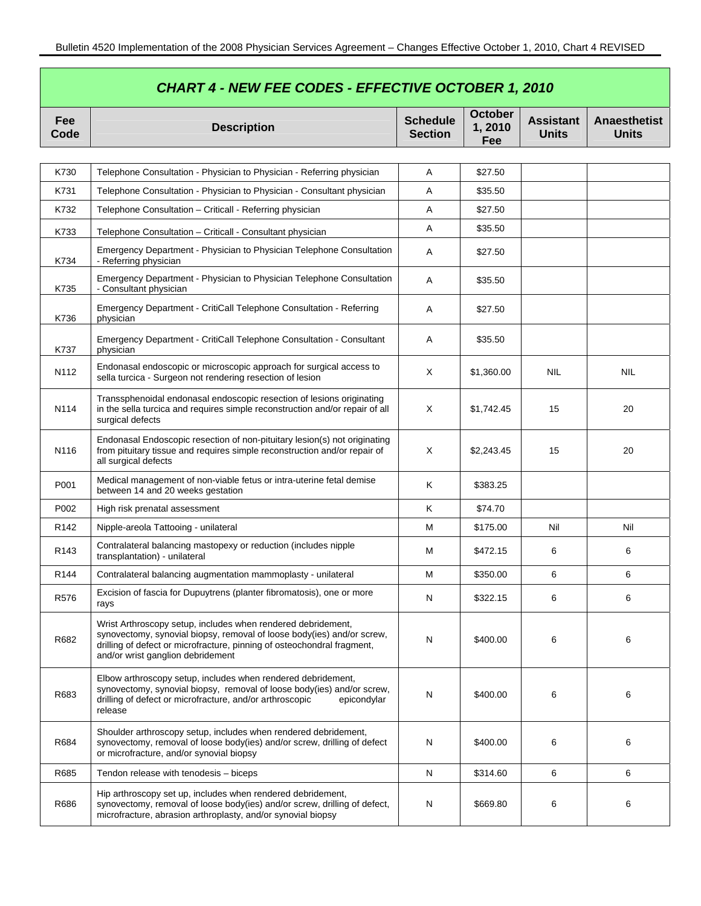## CHART 4 - NEW FEE CODES - EFFECTIVE OCTOBER 1, 2010

| Fee Code | Description | Schedule Section | October 1, 2010 Fee | Assistant Units | Anaesthetist Units |
|---|---|---|---|---|---|
| K730 | Telephone Consultation - Physician to Physician - Referring physician | A | $27.50 | | |
| K731 | Telephone Consultation - Physician to Physician - Consultant physician | A | $35.50 | | |
| K732 | Telephone Consultation – Criticall - Referring physician | A | $27.50 | | |
| K733 | Telephone Consultation – Criticall - Consultant physician | A | $35.50 | | |
| K734 | Emergency Department - Physician to Physician Telephone Consultation - Referring physician | A | $27.50 | | |
| K735 | Emergency Department - Physician to Physician Telephone Consultation - Consultant physician | A | $35.50 | | |
| K736 | Emergency Department - CritiCall Telephone Consultation - Referring physician | A | $27.50 | | |
| K737 | Emergency Department - CritiCall Telephone Consultation - Consultant physician | A | $35.50 | | |
| N112 | Endonasal endoscopic or microscopic approach for surgical access to sella turcica - Surgeon not rendering resection of lesion | X | $1,360.00 | NIL | NIL |
| N114 | Transsphenoidal endonasal endoscopic resection of lesions originating in the sella turcica and requires simple reconstruction and/or repair of all surgical defects | X | $1,742.45 | 15 | 20 |
| N116 | Endonasal Endoscopic resection of non-pituitary lesion(s) not originating from pituitary tissue and requires simple reconstruction and/or repair of all surgical defects | X | $2,243.45 | 15 | 20 |
| P001 | Medical management of non-viable fetus or intra-uterine fetal demise between 14 and 20 weeks gestation | K | $383.25 | | |
| P002 | High risk prenatal assessment | K | $74.70 | | |
| R142 | Nipple-areola Tattooing - unilateral | M | $175.00 | Nil | Nil |
| R143 | Contralateral balancing mastopexy or reduction (includes nipple transplantation) - unilateral | M | $472.15 | 6 | 6 |
| R144 | Contralateral balancing augmentation mammoplasty - unilateral | M | $350.00 | 6 | 6 |
| R576 | Excision of fascia for Dupuytrens (planter fibromatosis), one or more rays | N | $322.15 | 6 | 6 |
| R682 | Wrist Arthroscopy setup, includes when rendered debridement, synovectomy, synovial biopsy, removal of loose body(ies) and/or screw, drilling of defect or microfracture, pinning of osteochondral fragment, and/or wrist ganglion debridement | N | $400.00 | 6 | 6 |
| R683 | Elbow arthroscopy setup, includes when rendered debridement, synovectomy, synovial biopsy, removal of loose body(ies) and/or screw, drilling of defect or microfracture, and/or arthroscopic epicondylar release | N | $400.00 | 6 | 6 |
| R684 | Shoulder arthroscopy setup, includes when rendered debridement, synovectomy, removal of loose body(ies) and/or screw, drilling of defect or microfracture, and/or synovial biopsy | N | $400.00 | 6 | 6 |
| R685 | Tendon release with tenodesis – biceps | N | $314.60 | 6 | 6 |
| R686 | Hip arthroscopy set up, includes when rendered debridement, synovectomy, removal of loose body(ies) and/or screw, drilling of defect, microfracture, abrasion arthroplasty, and/or synovial biopsy | N | $669.80 | 6 | 6 |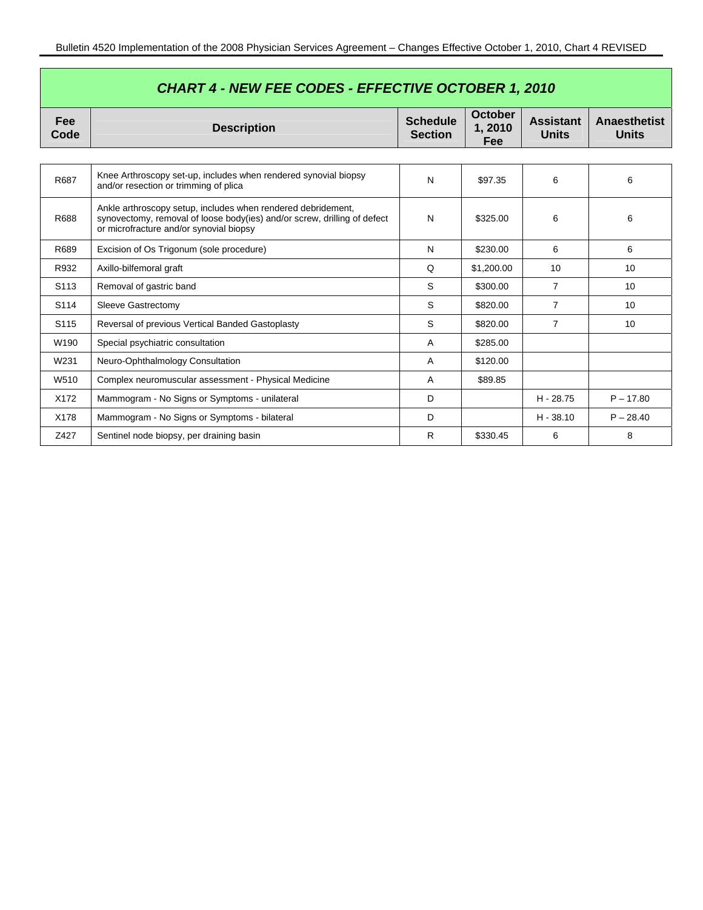## *CHART 4 - NEW FEE CODES - EFFECTIVE OCTOBER 1, 2010*

| Fee Code | Description | Schedule Section | October 1, 2010 Fee | Assistant Units | Anaesthetist Units |
|---|---|---|---|---|---|
| R687 | Knee Arthroscopy set-up, includes when rendered synovial biopsy and/or resection or trimming of plica | N | $97.35 | 6 | 6 |
| R688 | Ankle arthroscopy setup, includes when rendered debridement, synovectomy, removal of loose body(ies) and/or screw, drilling of defect or microfracture and/or synovial biopsy | N | $325.00 | 6 | 6 |
| R689 | Excision of Os Trigonum (sole procedure) | N | $230.00 | 6 | 6 |
| R932 | Axillo-bilfemoral graft | Q | $1,200.00 | 10 | 10 |
| S113 | Removal of gastric band | S | $300.00 | 7 | 10 |
| S114 | Sleeve Gastrectomy | S | $820.00 | 7 | 10 |
| S115 | Reversal of previous Vertical Banded Gastoplasty | S | $820.00 | 7 | 10 |
| W190 | Special psychiatric consultation | A | $285.00 | | |
| W231 | Neuro-Ophthalmology Consultation | A | $120.00 | | |
| W510 | Complex neuromuscular assessment - Physical Medicine | A | $89.85 | | |
| X172 | Mammogram - No Signs or Symptoms - unilateral | D | | H - 28.75 | P – 17.80 |
| X178 | Mammogram - No Signs or Symptoms - bilateral | D | | H - 38.10 | P – 28.40 |
| Z427 | Sentinel node biopsy, per draining basin | R | $330.45 | 6 | 8 |